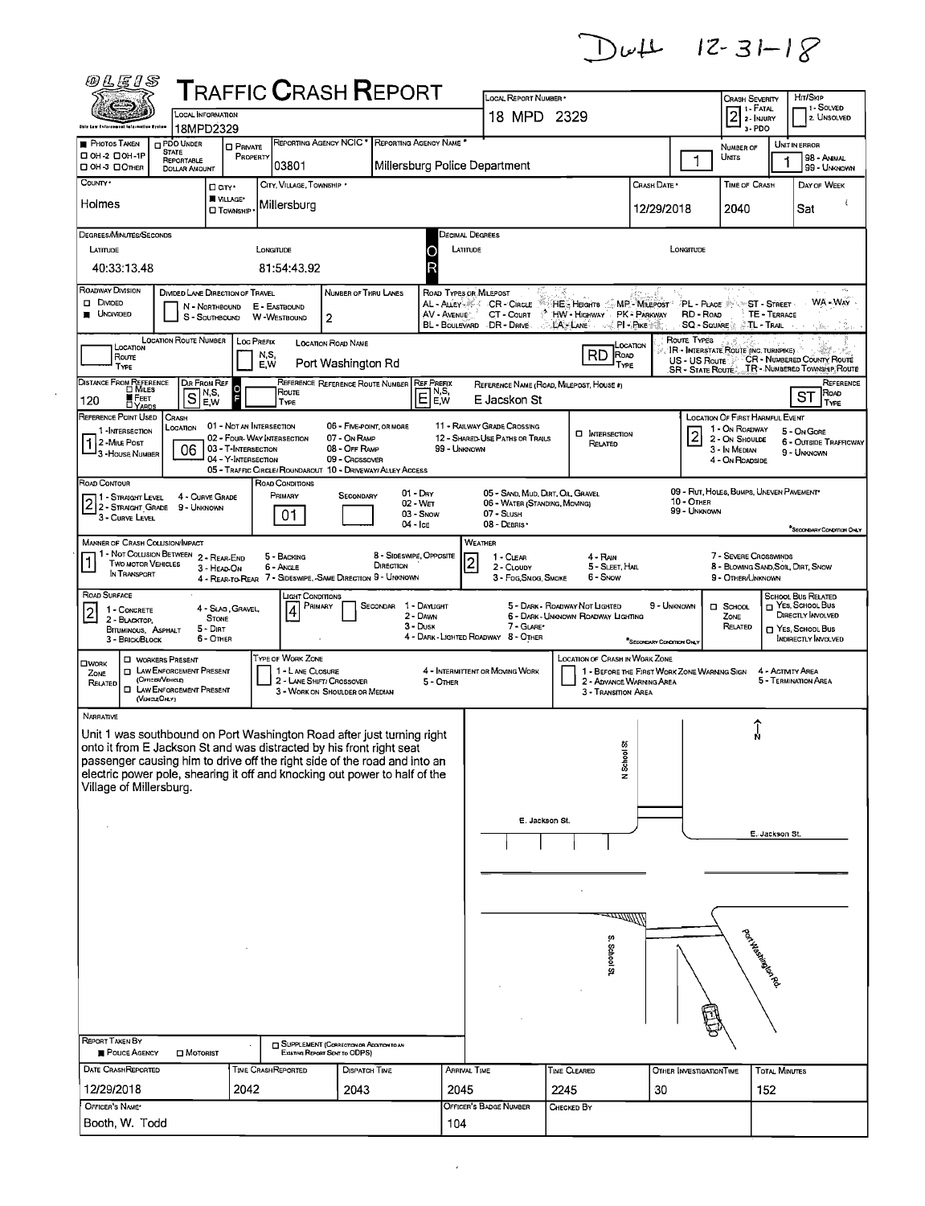Duff 12-31-18

# TRAFFIC CRASH REPORT

| Field | Value |
|---|---|
| Local Information | 18MPD2329 |
| Local Report Number | 18 MPD 2329 |
| Crash Severity | 2 (1 - Fatal, 2 - Injury, 3 - PDO) |
| Hit/Skip | 1 - Solved, 2. Unsolved |
| Photos Taken | ■ |
| Reporting Agency NCIC | 03801 |
| Reporting Agency Name | Millersburg Police Department |
| Number of Units | 1 |
| Unit in Error | 1 (98 - Animal, 99 - Unknown) |
| County | Holmes |
| City, Village, Township | ■ Village - Millersburg |
| Crash Date | 12/29/2018 |
| Time of Crash | 2040 |
| Day of Week | Sat |

**Degrees/Minutes/Seconds**

Latitude: 40:33:13.48

Longitude: 81:54:43.92

| Field | Value |
|---|---|
| Roadway Division | ■ Undivided |
| Number of Thru Lanes | 2 |
| Location Road Name | Port Washington Rd |
| Location Road Type | RD |
| Distance From Reference | 120 ■ Feet |
| Dir From Ref | S |
| Ref Prefix | E |
| Reference Name (Road, Milepost, House #) | E Jacskon St |
| Reference Road Type | ST |
| Reference Point Used | 1 - Intersection |
| Crash Location | 06 |
| Location of First Harmful Event | 2 - On Shoulde |
| Road Contour | 2 - Straight Grade |
| Road Conditions (Primary) | 01 |
| Manner of Crash Collision/Impact | 1 - Not Collision Between Two Motor Vehicles In Transport |
| Weather | 2 - Cloudy |
| Road Surface | 2 - Blacktop, Bituminous, Asphalt |
| Light Conditions (Primary) | 4 - Dark - Lighted Roadway |

**NARRATIVE**

Unit 1 was southbound on Port Washington Road after just turning right onto it from E Jackson St and was distracted by his front right seat passenger causing him to drive off the right side of the road and into an electric power pole, shearing it off and knocking out power to half of the Village of Millersburg.

(Diagram labels: N; N School St; E. Jackson St.; E. Jackson St.; S. School St.; Port Washington Rd)

| Report Taken By | ■ Police Agency |
|---|---|

| Date Crash Reported | Time Crash Reported | Dispatch Time | Arrival Time | Time Cleared | Other Investigation Time | Total Minutes |
|---|---|---|---|---|---|---|
| 12/29/2018 | 2042 | 2043 | 2045 | 2245 | 30 | 152 |

| Officer's Name | Officer's Badge Number | Checked By |
|---|---|---|
| Booth, W. Todd | 104 | |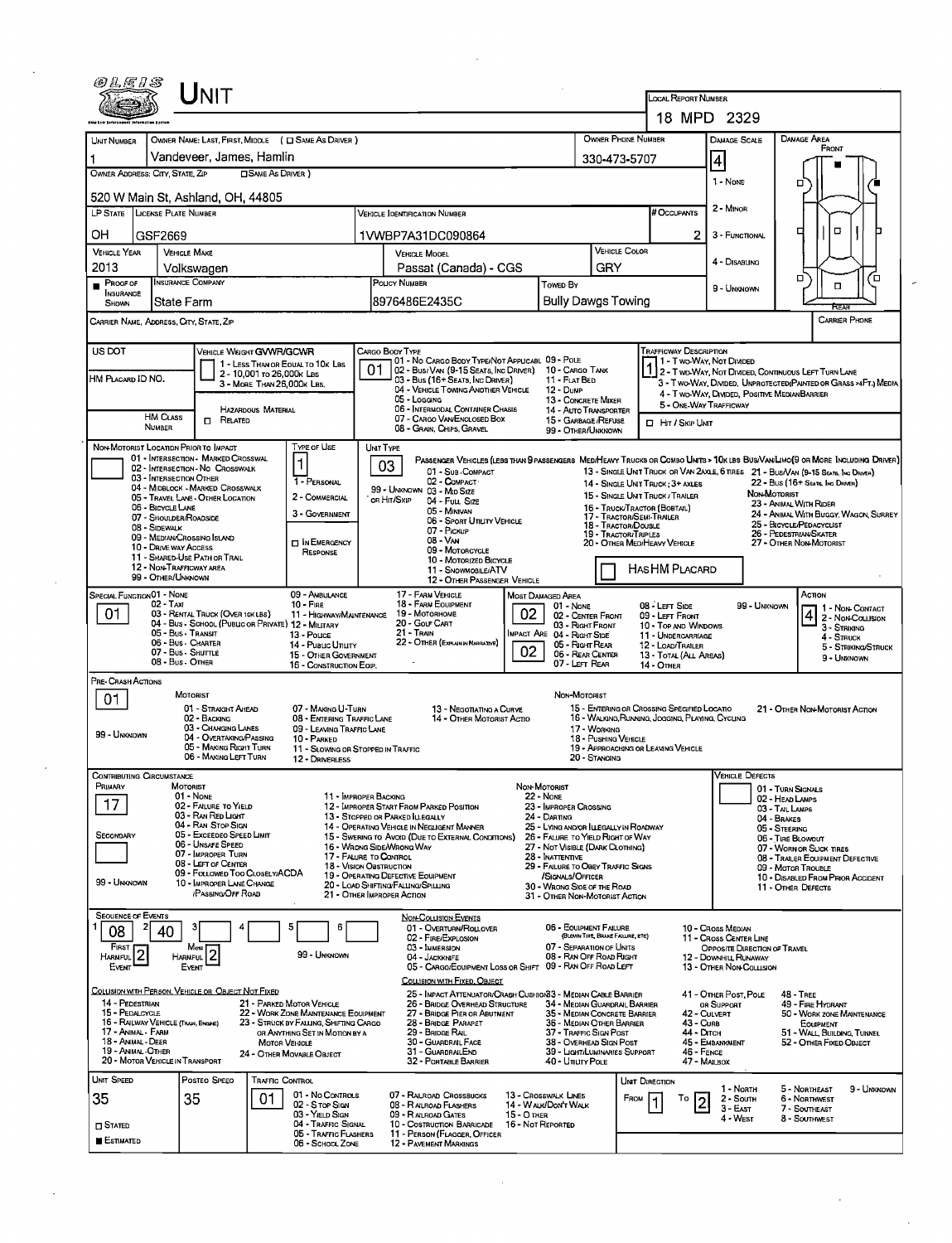# Unit

**Local Report Number:** 18 MPD 2329

| Unit Number | Owner Name: Last, First, Middle (☐ Same As Driver) | Owner Phone Number | Damage Scale | Damage Area |
|---|---|---|---|---|
| 1 | Vandeveer, James, Hamlin | 330-473-5707 | 4 | Front |

**Owner Address: City, State, Zip** (☐ Same As Driver): 520 W Main St, Ashland, OH, 44805

| LP State | License Plate Number | Vehicle Identification Number | # Occupants |
|---|---|---|---|
| OH | GSF2669 | 1VWBP7A31DC090864 | 2 |

| Vehicle Year | Vehicle Make | Vehicle Model | Vehicle Color |
|---|---|---|---|
| 2013 | Volkswagen | Passat (Canada) - CGS | GRY |

| Proof of Insurance Shown | Insurance Company | Policy Number | Towed By |
|---|---|---|---|
| ■ | State Farm | 8976486E2435C | Bully Dawgs Towing |

Damage Scale: 1 - None; 2 - Minor; 3 - Functional; 4 - Disabling; 9 - Unknown

Carrier Name, Address, City, State, Zip | Carrier Phone

US DOT | HM Placard ID No. | HM Class Number | ☐ Related

Vehicle Weight GVWR/GCWR: 1 - Less Than or Equal to 10k Lbs; 2 - 10,001 to 26,000k Lbs; 3 - More Than 26,000k Lbs. Hazardous Material

Cargo Body Type: **01** — 01 - No Cargo Body Type/Not Applicable; 02 - Bus/Van (9-15 Seats, Inc Driver); 03 - Bus (16+ Seats, Inc Driver); 04 - Vehicle Towing Another Vehicle; 05 - Logging; 06 - Intermodal Container Chassis; 07 - Cargo Van/Enclosed Box; 08 - Grain, Chips, Gravel; 09 - Pole; 10 - Cargo Tank; 11 - Flat Bed; 12 - Dump; 13 - Concrete Mixer; 14 - Auto Transporter; 15 - Garbage/Refuse; 99 - Other/Unknown

Trafficway Description: **1** — 1 - Two-Way, Not Divided; 2 - Two-Way, Not Divided, Continuous Left Turn Lane; 3 - Two-Way, Divided, Unprotected (Painted or Grass >4Ft.) Media; 4 - Two-Way, Divided, Positive Median Barrier; 5 - One-Way Trafficway. ☐ Hit / Skip Unit

Non-Motorist Location Prior to Impact: 01 - Intersection - Marked Crosswalk; 02 - Intersection - No Crosswalk; 03 - Intersection Other; 04 - Midblock - Marked Crosswalk; 05 - Travel Lane - Other Location; 06 - Bicycle Lane; 07 - Shoulder/Roadside; 08 - Sidewalk; 09 - Median/Crossing Island; 10 - Drive Way Access; 11 - Shared-Use Path or Trail; 12 - Non-Trafficway Area; 99 - Other/Unknown

Type of Use: **1** — 1 - Personal; 2 - Commercial; 3 - Government; ☐ In Emergency Response

Unit Type: **03** — Passenger Vehicles (less than 9 passengers): 01 - Sub-Compact; 02 - Compact; 99 - Unknown or Hit/Skip; 03 - Mid Size; 04 - Full Size; 05 - Minivan; 06 - Sport Utility Vehicle; 07 - Pickup; 08 - Van; 09 - Motorcycle; 10 - Motorized Bicycle; 11 - Snowmobile/ATV; 12 - Other Passenger Vehicle. Med/Heavy Trucks or Combo Units > 10k lbs Bus/Van/Limo (9 or more including driver): 13 - Single Unit Truck or Van 2Axle, 6 Tires; 21 - Bus/Van (9-15 Seats, Inc Driver); 14 - Single Unit Truck; 3+ Axles; 22 - Bus (16+ Seats, Inc Driver); 15 - Single Unit Truck / Trailer; 16 - Truck/Tractor (Bobtail); 17 - Tractor/Semi-Trailer; 18 - Tractor/Double; 19 - Tractor/Triples; 20 - Other Med/Heavy Vehicle. Non-Motorist: 23 - Animal With Rider; 24 - Animal With Buggy, Wagon, Surrey; 25 - Bicycle/Pedacyclist; 26 - Pedestrian/Skater; 27 - Other Non-Motorist. ☐ Has HM Placard

Special Function: **01** — 01 - None; 02 - Taxi; 03 - Rental Truck (Over 10K lbs); 04 - Bus - School (Public or Private); 05 - Bus - Transit; 06 - Bus - Charter; 07 - Bus - Shuttle; 08 - Bus - Other; 09 - Ambulance; 10 - Fire; 11 - Highway/Maintenance; 12 - Military; 13 - Police; 14 - Public Utility; 15 - Other Government; 16 - Construction Eqip.; 17 - Farm Vehicle; 18 - Farm Equipment; 19 - Motorhome; 20 - Golf Cart; 21 - Train; 22 - Other (Explain in Narrative)

Most Damaged Area: **02**; Impact Area: **02** — 01 - None; 02 - Center Front; 03 - Right Front; 04 - Right Side; 05 - Right Rear; 06 - Rear Center; 07 - Left Rear; 08 - Left Side; 09 - Left Front; 10 - Top and Windows; 11 - Undercarriage; 12 - Load/Trailer; 13 - Total (All Areas); 14 - Other; 99 - Unknown

Action: **4** — 1 - Non-Contact; 2 - Non-Collision; 3 - Striking; 4 - Struck; 5 - Striking/Struck; 9 - Unknown

Pre-Crash Actions: **01** — Motorist: 01 - Straight Ahead; 02 - Backing; 03 - Changing Lanes; 04 - Overtaking/Passing; 05 - Making Right Turn; 06 - Making Left Turn; 07 - Making U-Turn; 08 - Entering Traffic Lane; 09 - Leaving Traffic Lane; 10 - Parked; 11 - Slowing or Stopped in Traffic; 12 - Driverless; 13 - Negotiating a Curve; 14 - Other Motorist Actio; 99 - Unknown. Non-Motorist: 15 - Entering or Crossing Specified Locatio; 16 - Walking, Running, Jogging, Playing, Cycling; 17 - Working; 18 - Pushing Vehicle; 19 - Approaching or Leaving Vehicle; 20 - Standing; 21 - Other Non-Motorist Action

Contributing Circumstance: Primary **17**; Secondary (blank) — Motorist: 01 - None; 02 - Failure to Yield; 03 - Ran Red Light; 04 - Ran Stop Sign; 05 - Exceeded Speed Limit; 06 - Unsafe Speed; 07 - Improper Turn; 08 - Left of Center; 09 - Followed Too Closely/ACDA; 10 - Improper Lane Change /Passing/Off Road; 11 - Improper Backing; 12 - Improper Start From Parked Position; 13 - Stopped or Parked Illegally; 14 - Operating Vehicle in Negligent Manner; 15 - Swering to Avoid (Due to External Conditions); 16 - Wrong Side/Wrong Way; 17 - Failure to Control; 18 - Vision Obstruction; 19 - Operating Defective Equipment; 20 - Load Shifting/Falling/Spilling; 21 - Other Improper Action; 99 - Unknown. Non-Motorist: 22 - None; 23 - Improper Crossing; 24 - Darting; 25 - Lying and/or Illegally in Roadway; 26 - Failure to Yield Right of Way; 27 - Not Visible (Dark Clothing); 28 - Inattentive; 29 - Failure to Obey Traffic Signs /Signals/Officer; 30 - Wrong Side of the Road; 31 - Other Non-Motorist Action

Vehicle Defects: 01 - Turn Signals; 02 - Head Lamps; 03 - Tail Lamps; 04 - Brakes; 05 - Steering; 06 - Tire Blowout; 07 - Worn or Slick Tires; 08 - Trailer Equipment Defective; 09 - Motor Trouble; 10 - Disabled From Prior Accident; 11 - Other Defects

Sequence of Events: 1: **08**; 2: **40**; 3–6: (blank). First Harmful Event: **2**; Most Harmful Event: **2**; 99 - Unknown

Non-Collision Events: 01 - Overturn/Rollover; 02 - Fire/Explosion; 03 - Immersion; 04 - Jackknife; 05 - Cargo/Equipment Loss or Shift; 06 - Equipment Failure (Blown Tire, Brake Failure, etc); 07 - Separation of Units; 08 - Ran Off Road Right; 09 - Ran Off Road Left; 10 - Cross Median; 11 - Cross Center Line Opposite Direction of Travel; 12 - Downhill Runaway; 13 - Other Non-Collision

Collision with Person, Vehicle or Object Not Fixed: 14 - Pedestrian; 15 - Pedalcycle; 16 - Railway Vehicle (Train, Engine); 17 - Animal - Farm; 18 - Animal - Deer; 19 - Animal - Other; 20 - Motor Vehicle in Transport; 21 - Parked Motor Vehicle; 22 - Work Zone Maintenance Equipment; 23 - Struck by Falling, Shifting Cargo or Anything Set in Motion by a Motor Vehicle; 24 - Other Movable Object

Collision with Fixed, Object: 25 - Impact Attenuator/Crash Cushion; 26 - Bridge Overhead Structure; 27 - Bridge Pier or Abutment; 28 - Bridge Parapet; 29 - Bridge Rail; 30 - Guardrail Face; 31 - Guardrail End; 32 - Portable Barrier; 33 - Median Cable Barrier; 34 - Median Guardrail Barrier; 35 - Median Concrete Barrier; 36 - Median Other Barrier; 37 - Traffic Sign Post; 38 - Overhead Sign Post; 39 - Light/Luminaries Support; 40 - Utility Pole; 41 - Other Post, Pole or Support; 42 - Culvert; 43 - Curb; 44 - Ditch; 45 - Embankment; 46 - Fence; 47 - Mailbox; 48 - Tree; 49 - Fire Hydrant; 50 - Work Zone Maintenance Equipment; 51 - Wall, Building, Tunnel; 52 - Other Fixed Object

| Unit Speed | Posted Speed | Traffic Control | Unit Direction |
|---|---|---|---|
| 35 | 35 | 01 | From 1 To 2 |

☐ Stated ■ Estimated

Traffic Control: 01 - No Controls; 02 - Stop Sign; 03 - Yield Sign; 04 - Traffic Signal; 05 - Traffic Flashers; 06 - School Zone; 07 - Railroad Crossbucks; 08 - Railroad Flashers; 09 - Railroad Gates; 10 - Costruction Barricade; 11 - Person (Flagger, Officer); 12 - Pavement Markings; 13 - Crosswalk Lines; 14 - Walk/Don't Walk; 15 - Other; 16 - Not Reported

Unit Direction: 1 - North; 2 - South; 3 - East; 4 - West; 5 - Northeast; 6 - Northwest; 7 - Southeast; 8 - Southwest; 9 - Unknown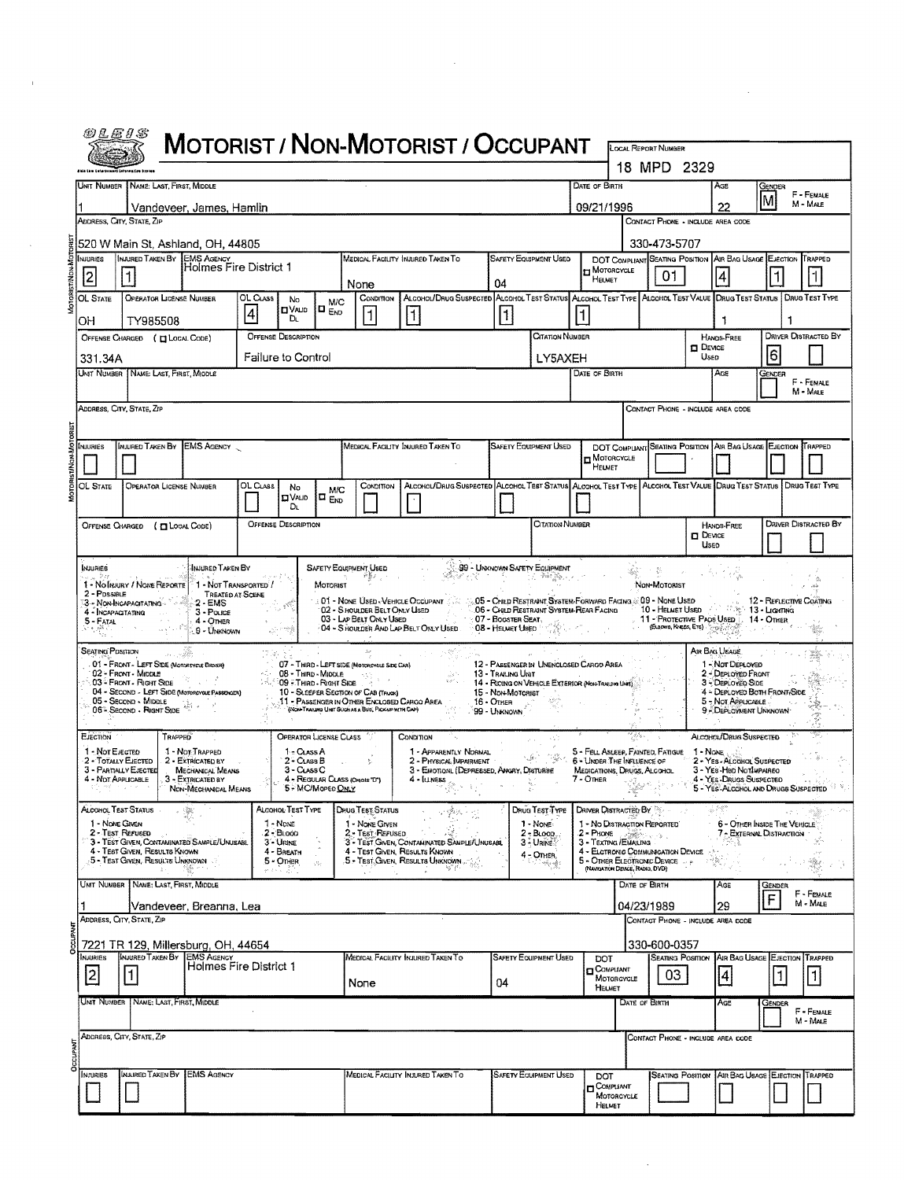# MOTORIST / NON-MOTORIST / OCCUPANT

OLEIS

LOCAL REPORT NUMBER: 18 MPD 2329

## MOTORIST/NON-MOTORIST

| UNIT NUMBER | NAME: LAST, FIRST, MIDDLE | DATE OF BIRTH | AGE | GENDER |
|---|---|---|---|---|
| 1 | Vandeveer, James, Hamlin | 09/21/1996 | 22 | M |

F - FEMALE / M - MALE

| ADDRESS, CITY, STATE, ZIP | CONTACT PHONE - INCLUDE AREA CODE |
|---|---|
| 520 W Main St, Ashland, OH, 44805 | 330-473-5707 |

| INJURIES | INJURED TAKEN BY | EMS AGENCY | MEDICAL FACILITY INJURED TAKEN TO | SAFETY EQUIPMENT USED | DOT COMPLIANT MOTORCYCLE HELMET | SEATING POSITION | AIR BAG USAGE | EJECTION | TRAPPED |
|---|---|---|---|---|---|---|---|---|---|
| 2 | 1 | Holmes Fire District 1 | None | 04 | | 01 | 4 | 1 | 1 |

| OL STATE | OPERATOR LICENSE NUMBER | OL CLASS | NO VALID DL | M/C END | CONDITION | ALCOHOL/DRUG SUSPECTED | ALCOHOL TEST STATUS | ALCOHOL TEST TYPE | ALCOHOL TEST VALUE | DRUG TEST STATUS | DRUG TEST TYPE |
|---|---|---|---|---|---|---|---|---|---|---|---|
| OH | TY985508 | 4 | | | 1 | 1 | 1 | 1 | | 1 | 1 |

| OFFENSE CHARGED (LOCAL CODE) | OFFENSE DESCRIPTION | CITATION NUMBER | HANDS-FREE DEVICE USED | DRIVER DISTRACTED BY |
|---|---|---|---|---|
| 331.34A | Failure to Control | LY5AXEH | | 6 |

| UNIT NUMBER | NAME: LAST, FIRST, MIDDLE | DATE OF BIRTH | AGE | GENDER |
|---|---|---|---|---|
| | | | | |

| ADDRESS, CITY, STATE, ZIP | CONTACT PHONE - INCLUDE AREA CODE |
|---|---|
| | |

| INJURIES | INJURED TAKEN BY | EMS AGENCY | MEDICAL FACILITY INJURED TAKEN TO | SAFETY EQUIPMENT USED | DOT COMPLIANT MOTORCYCLE HELMET | SEATING POSITION | AIR BAG USAGE | EJECTION | TRAPPED |
|---|---|---|---|---|---|---|---|---|---|
| | | | | | | | | | |

| OL STATE | OPERATOR LICENSE NUMBER | OL CLASS | NO VALID DL | M/C END | CONDITION | ALCOHOL/DRUG SUSPECTED | ALCOHOL TEST STATUS | ALCOHOL TEST TYPE | ALCOHOL TEST VALUE | DRUG TEST STATUS | DRUG TEST TYPE |
|---|---|---|---|---|---|---|---|---|---|---|---|
| | | | | | | | | | | | |

| OFFENSE CHARGED (LOCAL CODE) | OFFENSE DESCRIPTION | CITATION NUMBER | HANDS-FREE DEVICE USED | DRIVER DISTRACTED BY |
|---|---|---|---|---|
| | | | | |

## Codes

**INJURIES**
1 - NO INJURY / NONE REPORTED
2 - POSSIBLE
3 - NON-INCAPACITATING
4 - INCAPACITATING
5 - FATAL

**INJURED TAKEN BY**
1 - NOT TRANSPORTED / TREATED AT SCENE
2 - EMS
3 - POLICE
4 - OTHER
9 - UNKNOWN

**SAFETY EQUIPMENT USED**
MOTORIST
01 - NONE USED - VEHICLE OCCUPANT
02 - SHOULDER BELT ONLY USED
03 - LAP BELT ONLY USED
04 - SHOULDER AND LAP BELT ONLY USED
05 - CHILD RESTRAINT SYSTEM-FORWARD FACING
06 - CHILD RESTRAINT SYSTEM-REAR FACING
07 - BOOSTER SEAT
08 - HELMET USED
99 - UNKNOWN SAFETY EQUIPMENT

NON-MOTORIST
09 - NONE USED
10 - HELMET USED
11 - PROTECTIVE PADS USED (ELBOWS, KNEES, ETC)
12 - REFLECTIVE COATING
13 - LIGHTING
14 - OTHER

**SEATING POSITION**
01 - FRONT - LEFT SIDE (MOTORCYCLE DRIVER)
02 - FRONT - MIDDLE
03 - FRONT - RIGHT SIDE
04 - SECOND - LEFT SIDE (MOTORCYCLE PASSENGER)
05 - SECOND - MIDDLE
06 - SECOND - RIGHT SIDE
07 - THIRD - LEFT SIDE (MOTORCYCLE SIDE CAR)
08 - THIRD - MIDDLE
09 - THIRD - RIGHT SIDE
10 - SLEEPER SECTION OF CAB (TRUCK)
11 - PASSENGER IN OTHER ENCLOSED CARGO AREA (NON-TRAILING UNIT SUCH AS A BUS, PICKUP WITH CAP)
12 - PASSENGER IN UNENCLOSED CARGO AREA
13 - TRAILING UNIT
14 - RIDING ON VEHICLE EXTERIOR (NON-TRAILING UNIT)
15 - NON-MOTORIST
16 - OTHER
99 - UNKNOWN

**AIR BAG USAGE**
1 - NOT DEPLOYED
2 - DEPLOYED FRONT
3 - DEPLOYED SIDE
4 - DEPLOYED BOTH FRONT/SIDE
5 - NOT APPLICABLE
9 - DEPLOYMENT UNKNOWN

**EJECTION**
1 - NOT EJECTED
2 - TOTALLY EJECTED
3 - PARTIALLY EJECTED
4 - NOT APPLICABLE

**TRAPPED**
1 - NOT TRAPPED
2 - EXTRICATED BY MECHANICAL MEANS
3 - EXTRICATED BY NON-MECHANICAL MEANS

**OPERATOR LICENSE CLASS**
1 - CLASS A
2 - CLASS B
3 - CLASS C
4 - REGULAR CLASS (OHIO IS "D")
5 - M/C MOPED ONLY

**CONDITION**
1 - APPARENTLY NORMAL
2 - PHYSICAL IMPAIRMENT
3 - EMOTIONAL (DEPRESSED, ANGRY, DISTURBE
4 - ILLNESS
5 - FELL ASLEEP, FAINTED, FATIGUE
6 - UNDER THE INFLUENCE OF MEDICATIONS, DRUGS, ALCOHOL
7 - OTHER

**ALCOHOL/DRUG SUSPECTED**
1 - NONE
2 - YES - ALCOHOL SUSPECTED
3 - YES - HBD NOT IMPAIRED
4 - YES - DRUGS SUSPECTED
5 - YES - ALCOHOL AND DRUGS SUSPECTED

**ALCOHOL TEST STATUS**
1 - NONE GIVEN
2 - TEST REFUSED
3 - TEST GIVEN, CONTAMINATED SAMPLE/UNUSABL
4 - TEST GIVEN, RESULTS KNOWN
5 - TEST GIVEN, RESULTS UNKNOWN

**ALCOHOL TEST TYPE**
1 - NONE
2 - BLOOD
3 - URINE
4 - BREATH
5 - OTHER

**DRUG TEST STATUS**
1 - NONE GIVEN
2 - TEST REFUSED
3 - TEST GIVEN, CONTAMINATED SAMPLE/UNUSABL
4 - TEST GIVEN, RESULTS KNOWN
5 - TEST GIVEN, RESULTS UNKNOWN

**DRUG TEST TYPE**
1 - NONE
2 - BLOOD
3 - URINE
4 - OTHER

**DRIVER DISTRACTED BY**
1 - NO DISTRACTION REPORTED
2 - PHONE
3 - TEXTING / EMAILING
4 - ELECTRONIC COMMUNICATION DEVICE
5 - OTHER ELECTRONIC DEVICE (NAVIGATION DEVICE, RADIO, DVD)
6 - OTHER INSIDE THE VEHICLE
7 - EXTERNAL DISTRACTION

## OCCUPANT

| UNIT NUMBER | NAME: LAST, FIRST, MIDDLE | DATE OF BIRTH | AGE | GENDER |
|---|---|---|---|---|
| 1 | Vandeveer, Breanna, Lea | 04/23/1989 | 29 | F |

| ADDRESS, CITY, STATE, ZIP | CONTACT PHONE - INCLUDE AREA CODE |
|---|---|
| 7221 TR 129, Millersburg, OH, 44654 | 330-600-0357 |

| INJURIES | INJURED TAKEN BY | EMS AGENCY | MEDICAL FACILITY INJURED TAKEN TO | SAFETY EQUIPMENT USED | DOT COMPLIANT MOTORCYCLE HELMET | SEATING POSITION | AIR BAG USAGE | EJECTION | TRAPPED |
|---|---|---|---|---|---|---|---|---|---|
| 2 | 1 | Holmes Fire District 1 | None | 04 | | 03 | 4 | 1 | 1 |

| UNIT NUMBER | NAME: LAST, FIRST, MIDDLE | DATE OF BIRTH | AGE | GENDER |
|---|---|---|---|---|
| | | | | |

| ADDRESS, CITY, STATE, ZIP | CONTACT PHONE - INCLUDE AREA CODE |
|---|---|
| | |

| INJURIES | INJURED TAKEN BY | EMS AGENCY | MEDICAL FACILITY INJURED TAKEN TO | SAFETY EQUIPMENT USED | DOT COMPLIANT MOTORCYCLE HELMET | SEATING POSITION | AIR BAG USAGE | EJECTION | TRAPPED |
|---|---|---|---|---|---|---|---|---|---|
| | | | | | | | | | |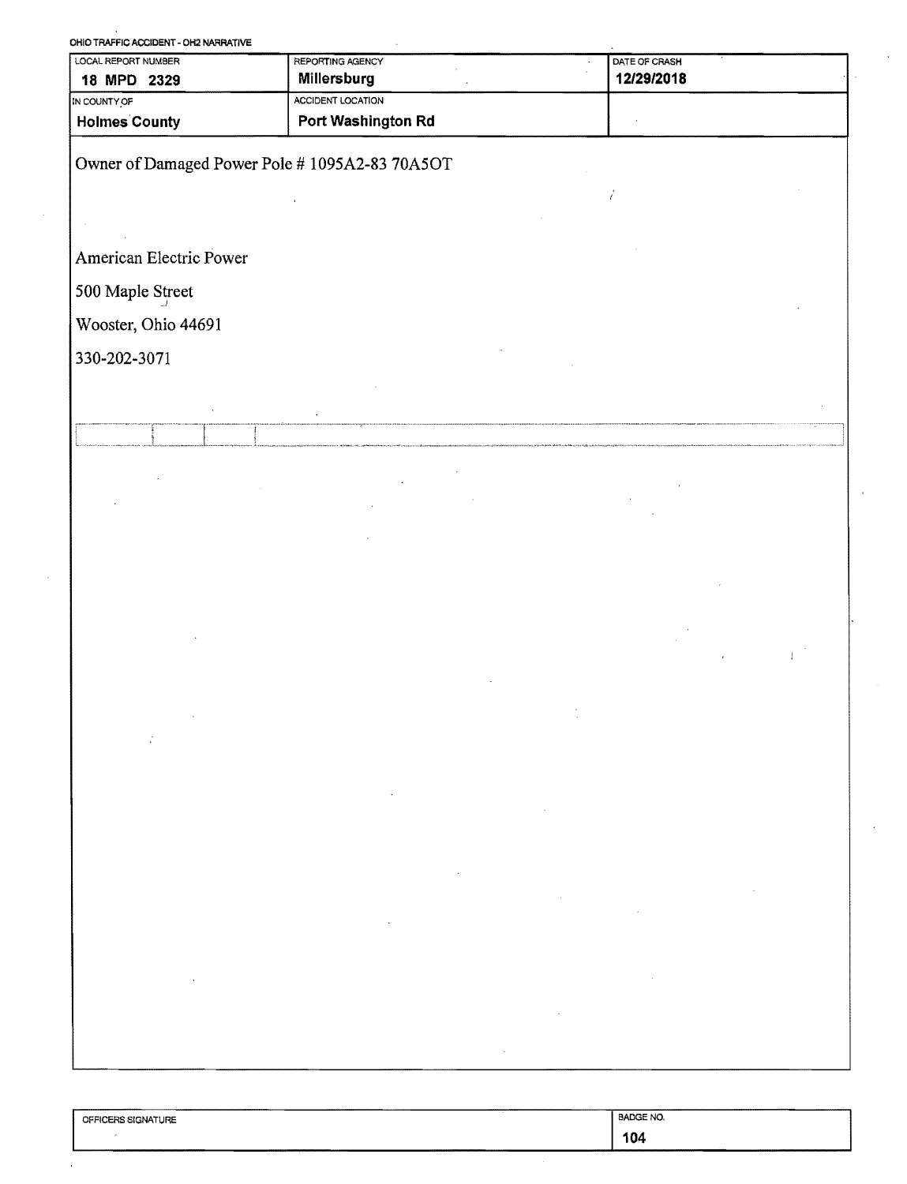OHIO TRAFFIC ACCIDENT - OH2 NARRATIVE

| LOCAL REPORT NUMBER | REPORTING AGENCY | DATE OF CRASH |
|---|---|---|
| 18 MPD 2329 | Millersburg | 12/29/2018 |
| IN COUNTY OF | ACCIDENT LOCATION | |
| Holmes County | Port Washington Rd | |

Owner of Damaged Power Pole # 1095A2-83 70A5OT

American Electric Power

500 Maple Street

Wooster, Ohio 44691

330-202-3071

| OFFICERS SIGNATURE | BADGE NO. |
|---|---|
| | 104 |